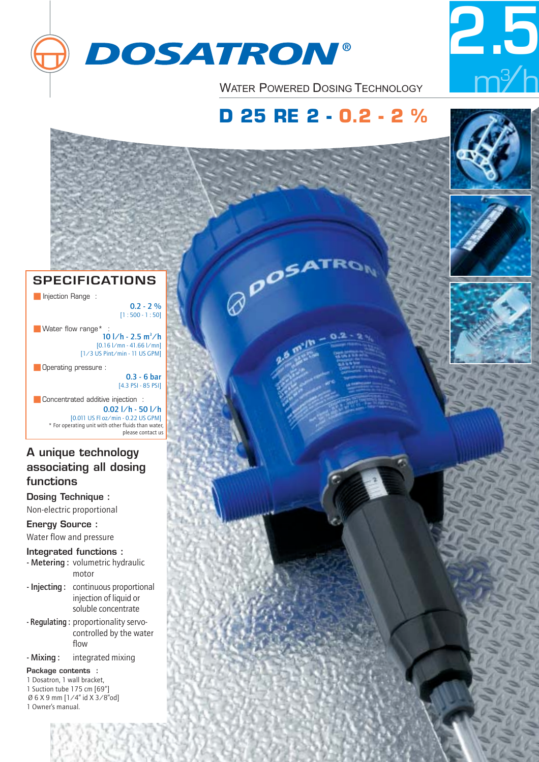# DOSATRON®

2.5 $m^3/h$

WATER POWERED DOSING TECHNOLOGY

## D 25 RE 2 - 0.2 - 2 %

## SPECIFICATIONS

- Injection Range :
  **0.2 - 2 %**
  [1 : 500 - 1 : 50]

- Water flow range* :
  **10 l/h - 2.5 $m^3$/h**
  [0.16 l/mn - 41.66 l/mn]
  [1/3 US Pint/min - 11 US GPM]

- Operating pressure :
  **0.3 - 6 bar**
  [4.3 PSI - 85 PSI]

- Concentrated additive injection :
  **0.02 l/h - 50 l/h**
  [0.011 US Fl oz/min - 0.22 US GPM]

* For operating unit with other fluids than water, please contact us

## A unique technology associating all dosing functions

**Dosing Technique :**
Non-electric proportional

**Energy Source :**
Water flow and pressure

**Integrated functions :**

- **Metering :** volumetric hydraulic motor
- **Injecting :** continuous proportional injection of liquid or soluble concentrate
- **Regulating :** proportionality servo-controlled by the water flow
- **Mixing :** integrated mixing

**Package contents :**
1 Dosatron, 1 wall bracket,
1 Suction tube 175 cm [69"]
Ø 6 X 9 mm [1/4" id X 3/8"od]
1 Owner's manual.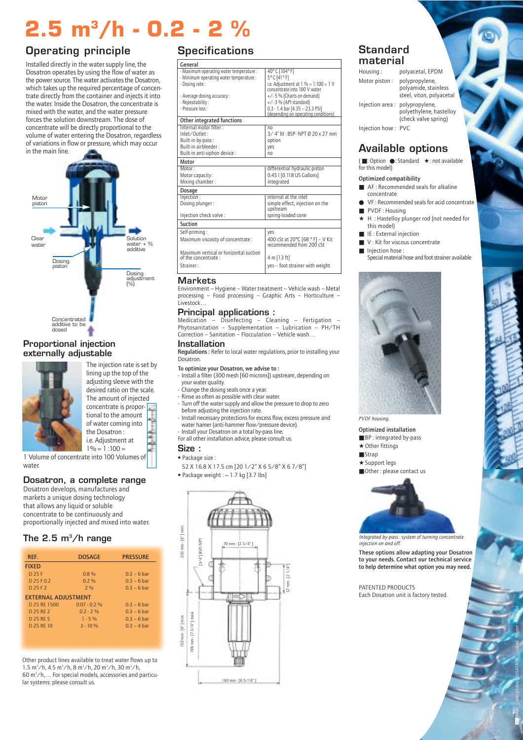# 2.5 m³/h - 0.2 - 2 %

## Operating principle

Installed directly in the water supply line, the Dosatron operates by using the flow of water as the power source. The water activates the Dosatron, which takes up the required percentage of concentrate directly from the container and injects it into the water. Inside the Dosatron, the concentrate is mixed with the water, and the water pressure forces the solution downstream. The dose of concentrate will be directly proportional to the volume of water entering the Dosatron, regardless of variations in flow or pressure, which may occur in the main line.

Motor piston

Clear water

Dosing piston

Solution water + % additive

Dosing adjustment (%)

Concentrated additive to be dosed

## Proportional injection externally adjustable

The injection rate is set by lining up the top of the adjusting sleeve with the desired ratio on the scale. The amount of injected concentrate is proportional to the amount of water coming into the Dosatron : i.e. Adjustment at 1% = 1 :100 = 1 Volume of concentrate into 100 Volumes of water.

## Dosatron, a complete range

Dosatron develops, manufactures and markets a unique dosing technology that allows any liquid or soluble concentrate to be continuously and proportionally injected and mixed into water.

## The 2.5 m³/h range

| REF. | DOSAGE | PRESSURE |
|---|---|---|
| **FIXED** | | |
| D 25 F | 0.8 % | 0.3 – 6 bar |
| D 25 F 0.2 | 0.2 % | 0.3 – 6 bar |
| D 25 F 2 | 2 % | 0.3 – 6 bar |
| **EXTERNAL ADJUSTMENT** | | |
| D 25 RE 1500 | 0.07 - 0.2 % | 0.3 – 6 bar |
| D 25 RE 2 | 0.2 - 2 % | 0.3 – 6 bar |
| D 25 RE 5 | 1 - 5 % | 0.3 – 6 bar |
| D 25 RE 10 | 3 - 10 % | 0.3 – 4 bar |

Other product lines available to treat water flows up to 1.5 m³/h, 4.5 m³/h, 8 m³/h, 20 m³/h, 30 m³/h, 60 m³/h,… For special models, accessories and particular systems: please consult us.

## Specifications

| | |
|---|---|
| **General** | |
| - Maximum operating water temperature : | 40° C [104° F] |
| - Minimum operating water temperature : | 5° C [41° F] |
| - Dosing rate : | i.e. Adjustment at 1 % = 1:100 = 1 V concentrate into 100 V water |
| - Average dosing accuracy : | +/- 5 % (Charts on demand) |
| - Repeatability : | +/- 3 % (API standard) |
| - Pressure loss : | 0.3 - 1.4 bar [4.35 – 23.3 PSI] (depending on operating conditions) |
| **Other integrated functions** | |
| Internal motor filter : | no |
| Inlet/Outlet : | 3/4" M : BSP- NPT Ø 20 x 27 mm |
| Built-in by-pass : | option |
| Built-in airbleeder : | yes |
| Built-in anti-siphon device : | no |
| **Motor** | |
| Motor : | differential hydraulic piston |
| Motor capacity : | 0.45 l [0.118 US Gallons] |
| Mixing chamber : | integrated |
| **Dosage** | |
| Injection : | internal at the inlet |
| Dosing plunger : | simple effect, injection on the upstream |
| Injection check valve : | spring-loaded cone |
| **Suction** | |
| Self-priming : | yes |
| Maximum viscosity of concentrate : | 400 cSt at 20°C [68 ° F] – V Kit recommended from 200 cSt |
| Maximum vertical or horizontal suction of the concentrate : | 4 m [13 ft] |
| Strainer : | yes – foot strainer with weight |

## Markets

Environment – Hygiene – Water treatment – Vehicle wash – Metal processing – Food processing – Graphic Arts – Horticulture – Livestock…

## Principal applications :

Medication – Disinfecting – Cleaning – Fertigation – Phytosanitation – Supplementation – Lubrication – PH/TH Correction – Sanitation – Flocculation – Vehicle wash…

## Installation

**Regulations :** Refer to local water regulations, prior to installing your Dosatron.

**To optimize your Dosatron, we advise to :**

- Install a filter (300 mesh [60 microns]) upstream, depending on your water quality.
- Change the dosing seals once a year.
- Rinse as often as possible with clear water.
- Turn off the water supply and allow the pressure to drop to zero before adjusting the injection rate.
- Install necessary protections for excess flow, excess pressure and water hamer (anti-hammer flow/pressure device).
- Install your Dosatron on a total by-pass line.

For all other installation advice, please consult us.

## Size :

- Package size :
  52 X 16.8 X 17.5 cm [20 1/2" X 6 5/8" X 6 7/8"]
- Package weight : ~ 1.7 kg [3.7 lbs]

203 mm - [8"] mini

[3/4"] BSP/NPT

70 mm - [2 3/4"]

57 mm - [2 1/4"]

150 mm - [6"] mini

196 mm - [7 3/4"] maxi

160 mm - [6 5/16"]

## Standard material

Housing : polyacetal, EPDM

Motor piston : polypropylene, polyamide, stainless steel, viton, polyacetal

Injection area : polypropylene, polyethylene, hastelloy (check valve spring)

Injection hose : PVC

## Available options

( ■: Option ●: Standard ★: not available for this model)

**Optimized compatibility**

- ■ AF : Recommended seals for alkaline concentrate
- ● VF : Recommended seals for acid concentrate
- ■ PVDF : Housing
- ★ H : Hastelloy plunger rod (not needed for this model)
- ■ IE : External injection
- ■ V : Kit for viscous concentrate
- ■ Injection hose : Special material hose and foot strainer available

*PVDF housing.*

**Optimized installation**

- ■ BP : integrated by-pass
- ★ Other fittings
- ■ Strap
- ★ Support legs
- ■ Other : please contact us

*Integrated by-pass : system of turning concentrate injection on and off.*

**These options allow adapting your Dosatron to your needs. Contact our technical service to help determine what option you may need.**

PATENTED PRODUCTS

Each Dosatron unit is factory tested.